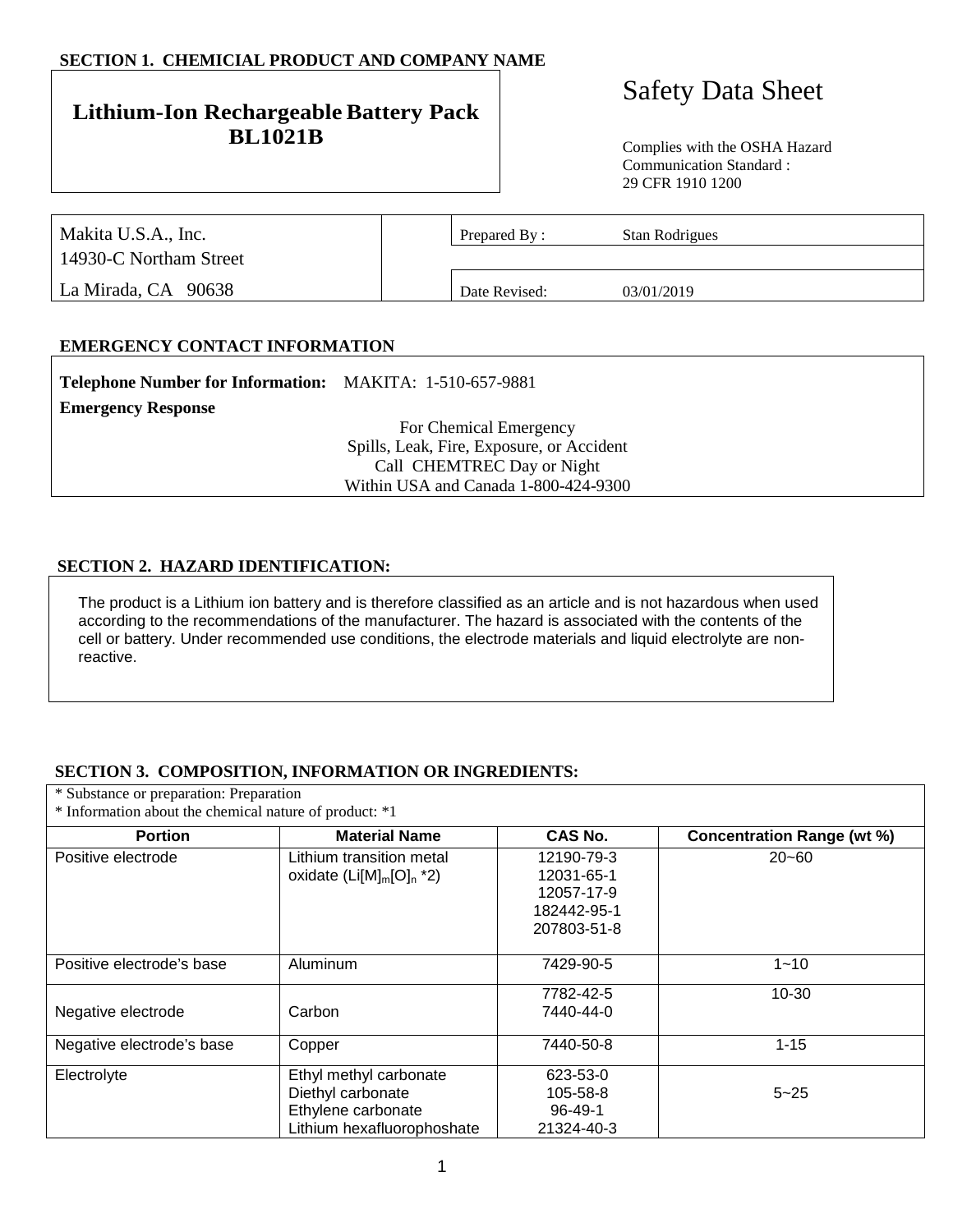## SECTION 1. CHEMICIAL PRODUCT AND COMPANY NAME

# Lithium-Ion Rechargeable Battery Pack BL1021B

# Safety Data Sheet

Complies with the OSHA Hazard Communication Standard : 29 CFR 1910 1200

| | | |
|---|---|---|
| Makita U.S.A., Inc. | Prepared By : | Stan Rodrigues |
| 14930-C Northam Street | | |
| La Mirada, CA 90638 | Date Revised: | 03/01/2019 |

## EMERGENCY CONTACT INFORMATION

**Telephone Number for Information:** MAKITA: 1-510-657-9881

**Emergency Response**

For Chemical Emergency
Spills, Leak, Fire, Exposure, or Accident
Call CHEMTREC Day or Night
Within USA and Canada 1-800-424-9300

## SECTION 2. HAZARD IDENTIFICATION:

The product is a Lithium ion battery and is therefore classified as an article and is not hazardous when used according to the recommendations of the manufacturer. The hazard is associated with the contents of the cell or battery. Under recommended use conditions, the electrode materials and liquid electrolyte are non-reactive.

## SECTION 3. COMPOSITION, INFORMATION OR INGREDIENTS:

* Substance or preparation: Preparation
* Information about the chemical nature of product: *1

| Portion | Material Name | CAS No. | Concentration Range (wt %) |
|---|---|---|---|
| Positive electrode | Lithium transition metal oxidate ($Li[M]_m[O]_n$ *2) | 12190-79-3<br>12031-65-1<br>12057-17-9<br>182442-95-1<br>207803-51-8 | 20~60 |
| Positive electrode's base | Aluminum | 7429-90-5 | 1~10 |
| Negative electrode | Carbon | 7782-42-5<br>7440-44-0 | 10-30 |
| Negative electrode's base | Copper | 7440-50-8 | 1-15 |
| Electrolyte | Ethyl methyl carbonate<br>Diethyl carbonate<br>Ethylene carbonate<br>Lithium hexafluorophoshate | 623-53-0<br>105-58-8<br>96-49-1<br>21324-40-3 | 5~25 |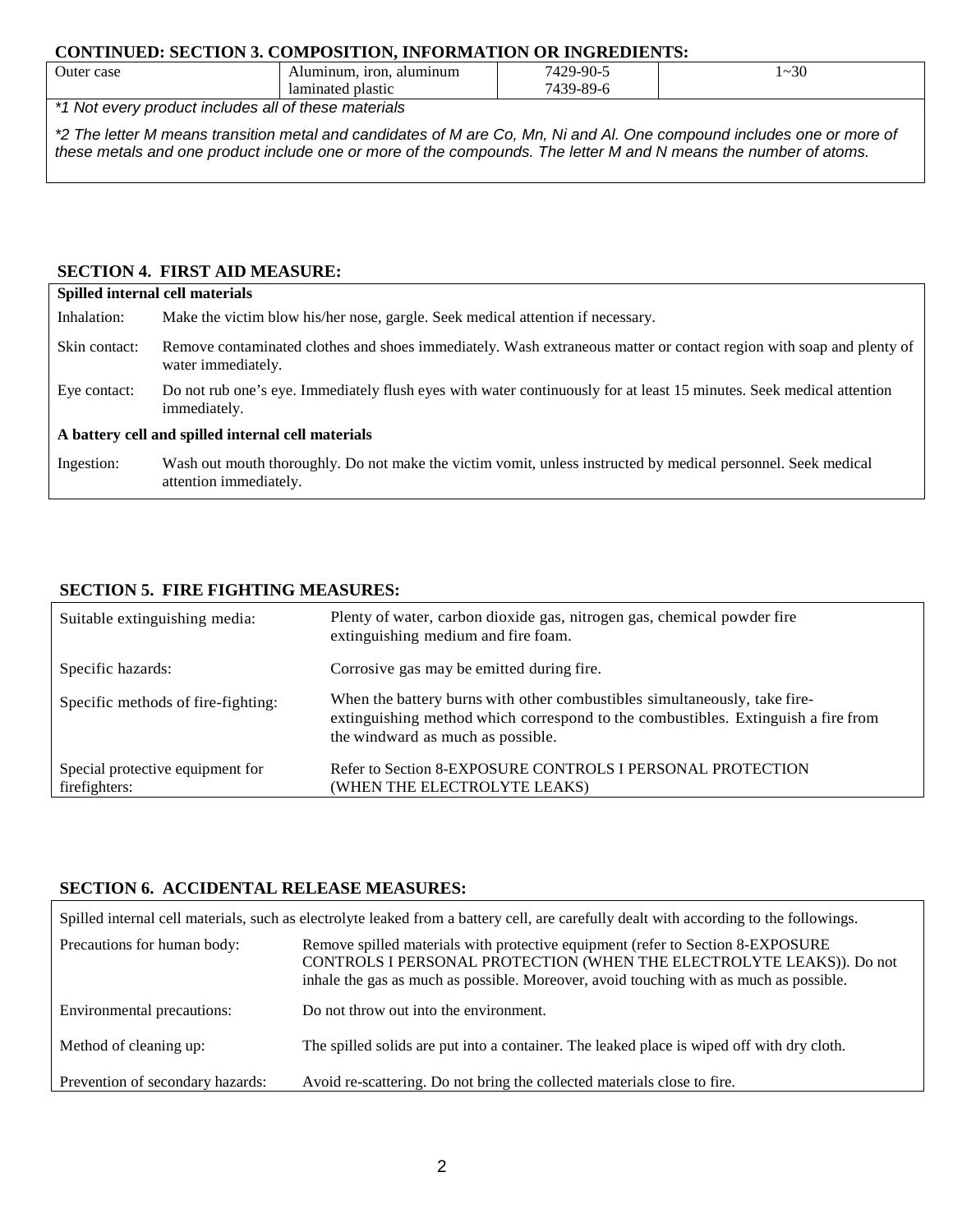## CONTINUED: SECTION 3. COMPOSITION, INFORMATION OR INGREDIENTS:

| | | | |
|---|---|---|---|
| Outer case | Aluminum, iron, aluminum laminated plastic | 7429-90-5<br>7439-89-6 | 1~30 |

*\*1 Not every product includes all of these materials*

*\*2 The letter M means transition metal and candidates of M are Co, Mn, Ni and Al. One compound includes one or more of these metals and one product include one or more of the compounds. The letter M and N means the number of atoms.*

## SECTION 4. FIRST AID MEASURE:

**Spilled internal cell materials**

| | |
|---|---|
| Inhalation: | Make the victim blow his/her nose, gargle. Seek medical attention if necessary. |
| Skin contact: | Remove contaminated clothes and shoes immediately. Wash extraneous matter or contact region with soap and plenty of water immediately. |
| Eye contact: | Do not rub one's eye. Immediately flush eyes with water continuously for at least 15 minutes. Seek medical attention immediately. |

**A battery cell and spilled internal cell materials**

| | |
|---|---|
| Ingestion: | Wash out mouth thoroughly. Do not make the victim vomit, unless instructed by medical personnel. Seek medical attention immediately. |

## SECTION 5. FIRE FIGHTING MEASURES:

| | |
|---|---|
| Suitable extinguishing media: | Plenty of water, carbon dioxide gas, nitrogen gas, chemical powder fire extinguishing medium and fire foam. |
| Specific hazards: | Corrosive gas may be emitted during fire. |
| Specific methods of fire-fighting: | When the battery burns with other combustibles simultaneously, take fire-extinguishing method which correspond to the combustibles. Extinguish a fire from the windward as much as possible. |
| Special protective equipment for firefighters: | Refer to Section 8-EXPOSURE CONTROLS I PERSONAL PROTECTION (WHEN THE ELECTROLYTE LEAKS) |

## SECTION 6. ACCIDENTAL RELEASE MEASURES:

Spilled internal cell materials, such as electrolyte leaked from a battery cell, are carefully dealt with according to the followings.

| | |
|---|---|
| Precautions for human body: | Remove spilled materials with protective equipment (refer to Section 8-EXPOSURE CONTROLS I PERSONAL PROTECTION (WHEN THE ELECTROLYTE LEAKS)). Do not inhale the gas as much as possible. Moreover, avoid touching with as much as possible. |
| Environmental precautions: | Do not throw out into the environment. |
| Method of cleaning up: | The spilled solids are put into a container. The leaked place is wiped off with dry cloth. |
| Prevention of secondary hazards: | Avoid re-scattering. Do not bring the collected materials close to fire. |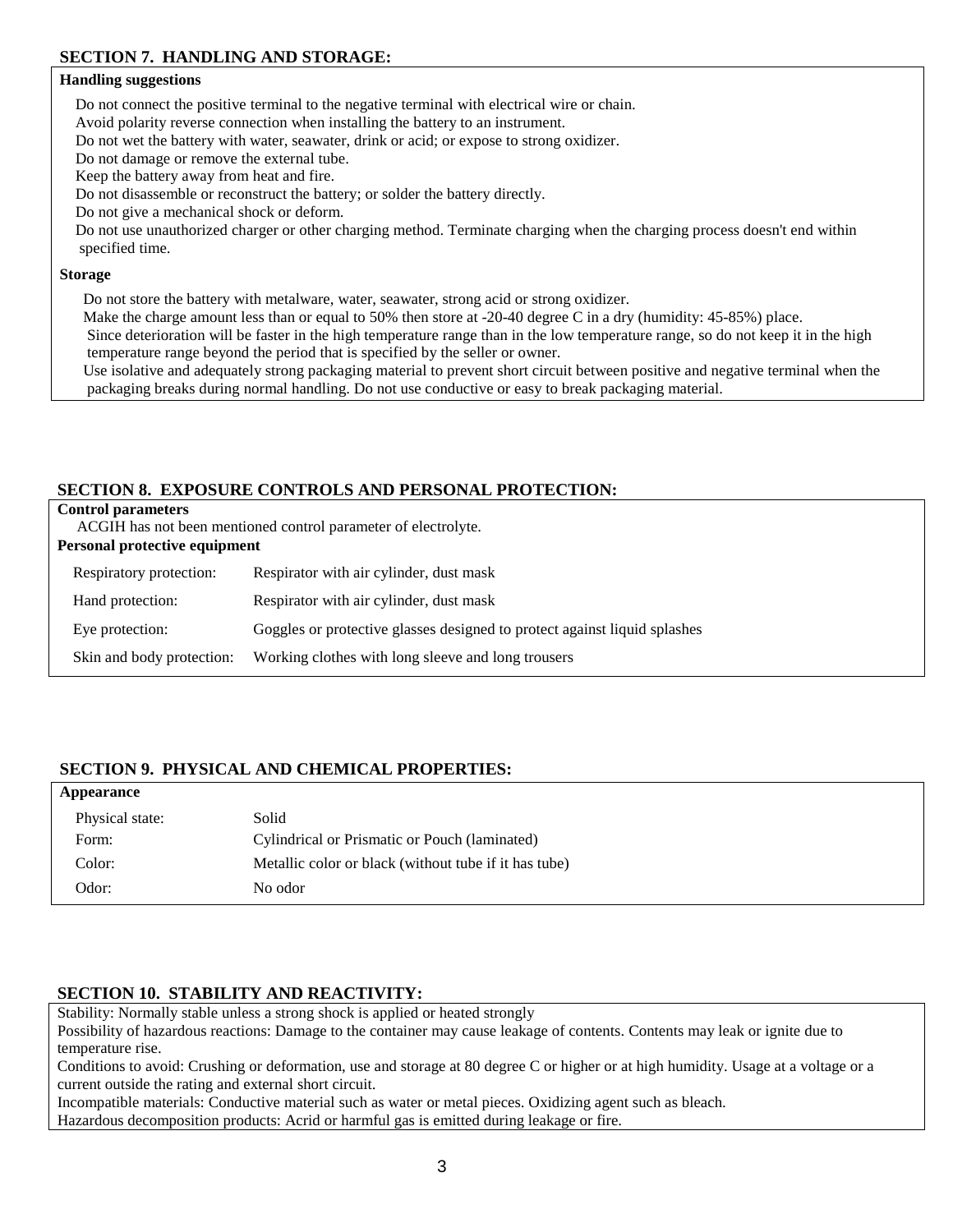## SECTION 7. HANDLING AND STORAGE:

**Handling suggestions**

Do not connect the positive terminal to the negative terminal with electrical wire or chain.
Avoid polarity reverse connection when installing the battery to an instrument.
Do not wet the battery with water, seawater, drink or acid; or expose to strong oxidizer.
Do not damage or remove the external tube.
Keep the battery away from heat and fire.
Do not disassemble or reconstruct the battery; or solder the battery directly.
Do not give a mechanical shock or deform.
Do not use unauthorized charger or other charging method. Terminate charging when the charging process doesn't end within specified time.

**Storage**

Do not store the battery with metalware, water, seawater, strong acid or strong oxidizer.
Make the charge amount less than or equal to 50% then store at -20-40 degree C in a dry (humidity: 45-85%) place.
Since deterioration will be faster in the high temperature range than in the low temperature range, so do not keep it in the high temperature range beyond the period that is specified by the seller or owner.
Use isolative and adequately strong packaging material to prevent short circuit between positive and negative terminal when the packaging breaks during normal handling. Do not use conductive or easy to break packaging material.

## SECTION 8. EXPOSURE CONTROLS AND PERSONAL PROTECTION:

**Control parameters**

ACGIH has not been mentioned control parameter of electrolyte.

**Personal protective equipment**

| | |
|---|---|
| Respiratory protection: | Respirator with air cylinder, dust mask |
| Hand protection: | Respirator with air cylinder, dust mask |
| Eye protection: | Goggles or protective glasses designed to protect against liquid splashes |
| Skin and body protection: | Working clothes with long sleeve and long trousers |

## SECTION 9. PHYSICAL AND CHEMICAL PROPERTIES:

**Appearance**

| | |
|---|---|
| Physical state: | Solid |
| Form: | Cylindrical or Prismatic or Pouch (laminated) |
| Color: | Metallic color or black (without tube if it has tube) |
| Odor: | No odor |

## SECTION 10. STABILITY AND REACTIVITY:

Stability: Normally stable unless a strong shock is applied or heated strongly
Possibility of hazardous reactions: Damage to the container may cause leakage of contents. Contents may leak or ignite due to temperature rise.
Conditions to avoid: Crushing or deformation, use and storage at 80 degree C or higher or at high humidity. Usage at a voltage or a current outside the rating and external short circuit.
Incompatible materials: Conductive material such as water or metal pieces. Oxidizing agent such as bleach.
Hazardous decomposition products: Acrid or harmful gas is emitted during leakage or fire.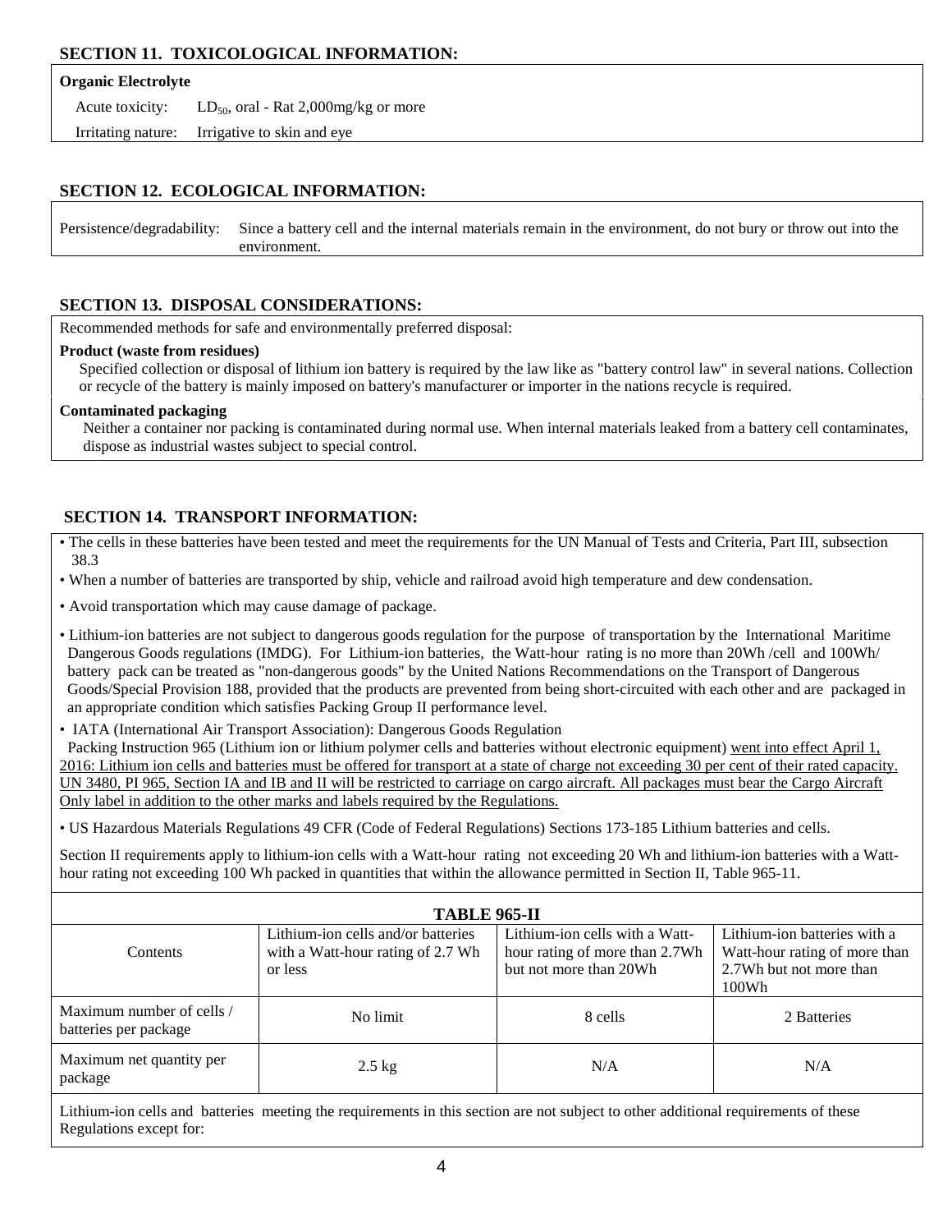## SECTION 11. TOXICOLOGICAL INFORMATION:

**Organic Electrolyte**

Acute toxicity: $LD_{50}$, oral - Rat 2,000mg/kg or more

Irritating nature: Irrigative to skin and eye

## SECTION 12. ECOLOGICAL INFORMATION:

Persistence/degradability: Since a battery cell and the internal materials remain in the environment, do not bury or throw out into the environment.

## SECTION 13. DISPOSAL CONSIDERATIONS:

Recommended methods for safe and environmentally preferred disposal:

**Product (waste from residues)**

Specified collection or disposal of lithium ion battery is required by the law like as "battery control law" in several nations. Collection or recycle of the battery is mainly imposed on battery's manufacturer or importer in the nations recycle is required.

**Contaminated packaging**

Neither a container nor packing is contaminated during normal use. When internal materials leaked from a battery cell contaminates, dispose as industrial wastes subject to special control.

## SECTION 14. TRANSPORT INFORMATION:

- The cells in these batteries have been tested and meet the requirements for the UN Manual of Tests and Criteria, Part III, subsection 38.3
- When a number of batteries are transported by ship, vehicle and railroad avoid high temperature and dew condensation.
- Avoid transportation which may cause damage of package.
- Lithium-ion batteries are not subject to dangerous goods regulation for the purpose of transportation by the International Maritime Dangerous Goods regulations (IMDG). For Lithium-ion batteries, the Watt-hour rating is no more than 20Wh /cell and 100Wh/ battery pack can be treated as "non-dangerous goods" by the United Nations Recommendations on the Transport of Dangerous Goods/Special Provision 188, provided that the products are prevented from being short-circuited with each other and are packaged in an appropriate condition which satisfies Packing Group II performance level.
- IATA (International Air Transport Association): Dangerous Goods Regulation
  Packing Instruction 965 (Lithium ion or lithium polymer cells and batteries without electronic equipment) went into effect April 1, 2016: Lithium ion cells and batteries must be offered for transport at a state of charge not exceeding 30 per cent of their rated capacity. UN 3480, PI 965, Section IA and IB and II will be restricted to carriage on cargo aircraft. All packages must bear the Cargo Aircraft Only label in addition to the other marks and labels required by the Regulations.
- US Hazardous Materials Regulations 49 CFR (Code of Federal Regulations) Sections 173-185 Lithium batteries and cells.

Section II requirements apply to lithium-ion cells with a Watt-hour rating not exceeding 20 Wh and lithium-ion batteries with a Watt-hour rating not exceeding 100 Wh packed in quantities that within the allowance permitted in Section II, Table 965-11.

**TABLE 965-II**

| Contents | Lithium-ion cells and/or batteries with a Watt-hour rating of 2.7 Wh or less | Lithium-ion cells with a Watt-hour rating of more than 2.7Wh but not more than 20Wh | Lithium-ion batteries with a Watt-hour rating of more than 2.7Wh but not more than 100Wh |
|---|---|---|---|
| Maximum number of cells / batteries per package | No limit | 8 cells | 2 Batteries |
| Maximum net quantity per package | 2.5 kg | N/A | N/A |

Lithium-ion cells and batteries meeting the requirements in this section are not subject to other additional requirements of these Regulations except for: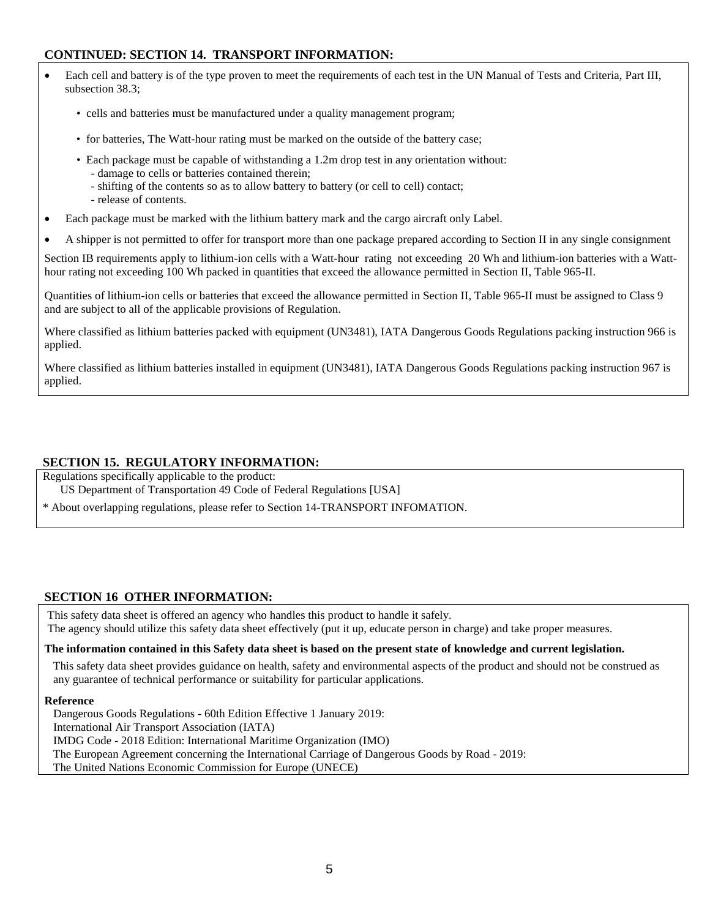## CONTINUED: SECTION 14. TRANSPORT INFORMATION:

- Each cell and battery is of the type proven to meet the requirements of each test in the UN Manual of Tests and Criteria, Part III, subsection 38.3;
  - cells and batteries must be manufactured under a quality management program;
  - for batteries, The Watt-hour rating must be marked on the outside of the battery case;
  - Each package must be capable of withstanding a 1.2m drop test in any orientation without:
    - damage to cells or batteries contained therein;
    - shifting of the contents so as to allow battery to battery (or cell to cell) contact;
    - release of contents.
- Each package must be marked with the lithium battery mark and the cargo aircraft only Label.
- A shipper is not permitted to offer for transport more than one package prepared according to Section II in any single consignment

Section IB requirements apply to lithium-ion cells with a Watt-hour rating not exceeding 20 Wh and lithium-ion batteries with a Watt-hour rating not exceeding 100 Wh packed in quantities that exceed the allowance permitted in Section II, Table 965-II.

Quantities of lithium-ion cells or batteries that exceed the allowance permitted in Section II, Table 965-II must be assigned to Class 9 and are subject to all of the applicable provisions of Regulation.

Where classified as lithium batteries packed with equipment (UN3481), IATA Dangerous Goods Regulations packing instruction 966 is applied.

Where classified as lithium batteries installed in equipment (UN3481), IATA Dangerous Goods Regulations packing instruction 967 is applied.

## SECTION 15. REGULATORY INFORMATION:

Regulations specifically applicable to the product:
US Department of Transportation 49 Code of Federal Regulations [USA]

* About overlapping regulations, please refer to Section 14-TRANSPORT INFOMATION.

## SECTION 16 OTHER INFORMATION:

This safety data sheet is offered an agency who handles this product to handle it safely.
The agency should utilize this safety data sheet effectively (put it up, educate person in charge) and take proper measures.

**The information contained in this Safety data sheet is based on the present state of knowledge and current legislation.**

This safety data sheet provides guidance on health, safety and environmental aspects of the product and should not be construed as any guarantee of technical performance or suitability for particular applications.

**Reference**

Dangerous Goods Regulations - 60th Edition Effective 1 January 2019:
International Air Transport Association (IATA)
IMDG Code - 2018 Edition: International Maritime Organization (IMO)
The European Agreement concerning the International Carriage of Dangerous Goods by Road - 2019:
The United Nations Economic Commission for Europe (UNECE)